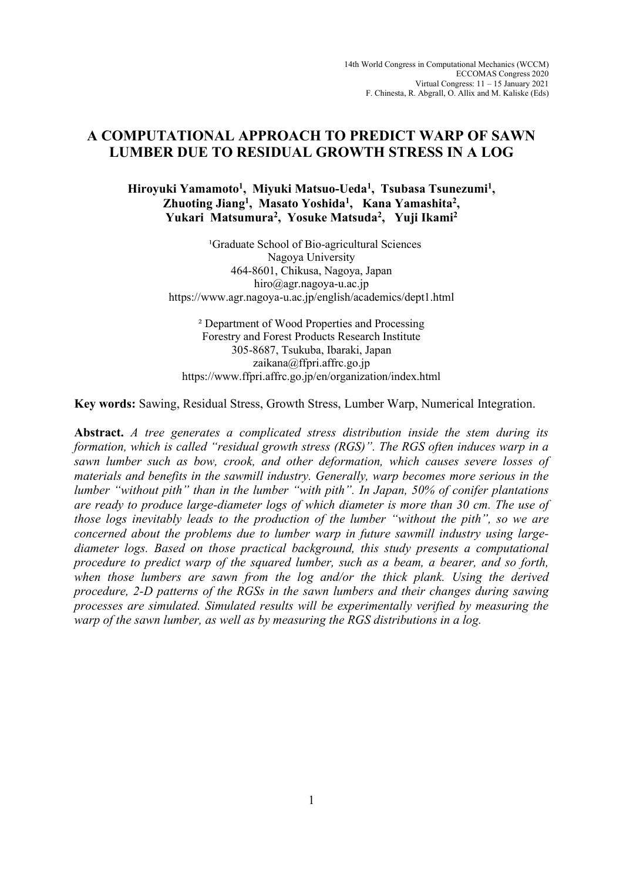14th World Congress in Computational Mechanics (WCCM)
ECCOMAS Congress 2020
Virtual Congress: 11 – 15 January 2021
F. Chinesta, R. Abgrall, O. Allix and M. Kaliske (Eds)

# A COMPUTATIONAL APPROACH TO PREDICT WARP OF SAWN LUMBER DUE TO RESIDUAL GROWTH STRESS IN A LOG

**Hiroyuki Yamamoto[1], Miyuki Matsuo-Ueda[1], Tsubasa Tsunezumi[1], Zhuoting Jiang[1], Masato Yoshida[1], Kana Yamashita[2], Yukari Matsumura[2], Yosuke Matsuda[2], Yuji Ikami[2]**

[1]Graduate School of Bio-agricultural Sciences
Nagoya University
464-8601, Chikusa, Nagoya, Japan
hiro@agr.nagoya-u.ac.jp
https://www.agr.nagoya-u.ac.jp/english/academics/dept1.html

[2] Department of Wood Properties and Processing
Forestry and Forest Products Research Institute
305-8687, Tsukuba, Ibaraki, Japan
zaikana@ffpri.affrc.go.jp
https://www.ffpri.affrc.go.jp/en/organization/index.html

**Key words:** Sawing, Residual Stress, Growth Stress, Lumber Warp, Numerical Integration.

**Abstract.** *A tree generates a complicated stress distribution inside the stem during its formation, which is called "residual growth stress (RGS)". The RGS often induces warp in a sawn lumber such as bow, crook, and other deformation, which causes severe losses of materials and benefits in the sawmill industry. Generally, warp becomes more serious in the lumber "without pith" than in the lumber "with pith". In Japan, 50% of conifer plantations are ready to produce large-diameter logs of which diameter is more than 30 cm. The use of those logs inevitably leads to the production of the lumber "without the pith", so we are concerned about the problems due to lumber warp in future sawmill industry using large-diameter logs. Based on those practical background, this study presents a computational procedure to predict warp of the squared lumber, such as a beam, a bearer, and so forth, when those lumbers are sawn from the log and/or the thick plank. Using the derived procedure, 2-D patterns of the RGSs in the sawn lumbers and their changes during sawing processes are simulated. Simulated results will be experimentally verified by measuring the warp of the sawn lumber, as well as by measuring the RGS distributions in a log.*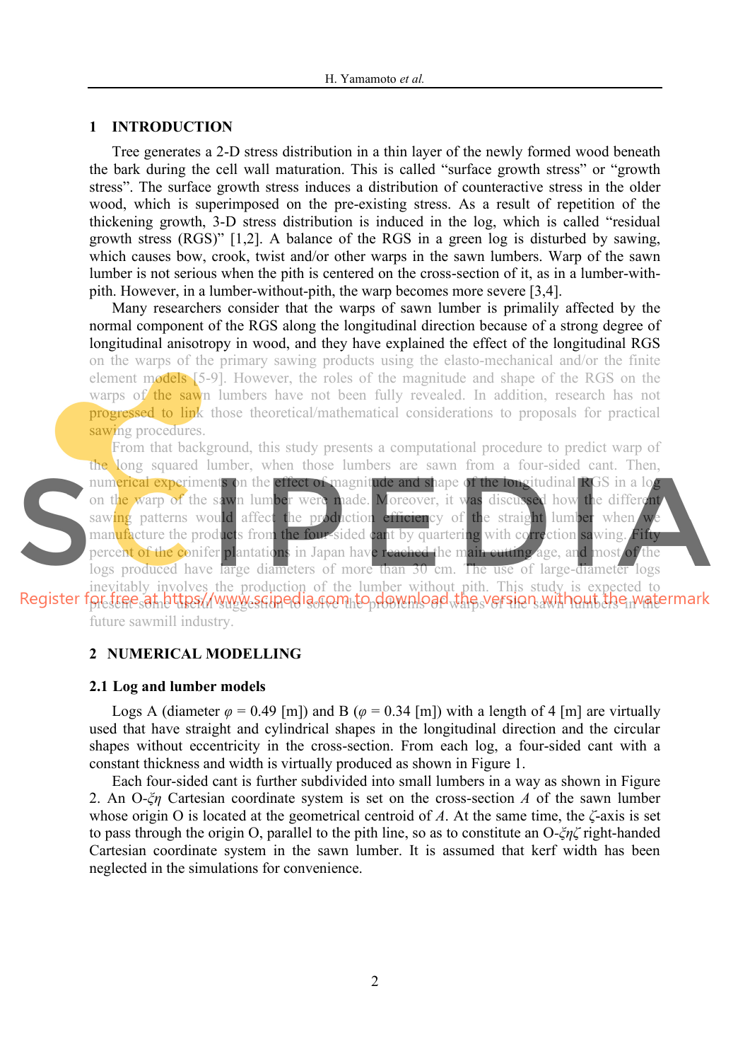## 1 INTRODUCTION

Tree generates a 2-D stress distribution in a thin layer of the newly formed wood beneath the bark during the cell wall maturation. This is called "surface growth stress" or "growth stress". The surface growth stress induces a distribution of counteractive stress in the older wood, which is superimposed on the pre-existing stress. As a result of repetition of the thickening growth, 3-D stress distribution is induced in the log, which is called "residual growth stress (RGS)" [1,2]. A balance of the RGS in a green log is disturbed by sawing, which causes bow, crook, twist and/or other warps in the sawn lumbers. Warp of the sawn lumber is not serious when the pith is centered on the cross-section of it, as in a lumber-with-pith. However, in a lumber-without-pith, the warp becomes more severe [3,4].

Many researchers consider that the warps of sawn lumber is primalily affected by the normal component of the RGS along the longitudinal direction because of a strong degree of longitudinal anisotropy in wood, and they have explained the effect of the longitudinal RGS on the warps of the primary sawing products using the elasto-mechanical and/or the finite element models [5-9]. However, the roles of the magnitude and shape of the RGS on the warps of the sawn lumbers have not been fully revealed. In addition, research has not progressed to link those theoretical/mathematical considerations to proposals for practical sawing procedures.

From that background, this study presents a computational procedure to predict warp of the long squared lumber, when those lumbers are sawn from a four-sided cant. Then, numerical experiments on the effect of magnitude and shape of the longitudinal RGS in a log on the warp of the sawn lumber were made. Moreover, it was discussed how the different sawing patterns would affect the production efficiency of the straight lumber when we manufacture the products from the four-sided cant by quartering with correction sawing. Fifty percent of the conifer plantations in Japan have reached the main cutting age, and most of the logs produced have large diameters of more than 30 cm. The use of large-diameter logs inevitably involves the production of the lumber without pith. This study is expected to present some useful suggestion to solve the problems of warps of the sawn lumbers in the future sawmill industry.

## 2 NUMERICAL MODELLING

### 2.1 Log and lumber models

Logs A (diameter $\varphi$ = 0.49 [m]) and B ($\varphi$ = 0.34 [m]) with a length of 4 [m] are virtually used that have straight and cylindrical shapes in the longitudinal direction and the circular shapes without eccentricity in the cross-section. From each log, a four-sided cant with a constant thickness and width is virtually produced as shown in Figure 1.

Each four-sided cant is further subdivided into small lumbers in a way as shown in Figure 2. An O-$\xi\eta$ Cartesian coordinate system is set on the cross-section $A$ of the sawn lumber whose origin O is located at the geometrical centroid of $A$. At the same time, the $\zeta$-axis is set to pass through the origin O, parallel to the pith line, so as to constitute an O-$\xi\eta\zeta$ right-handed Cartesian coordinate system in the sawn lumber. It is assumed that kerf width has been neglected in the simulations for convenience.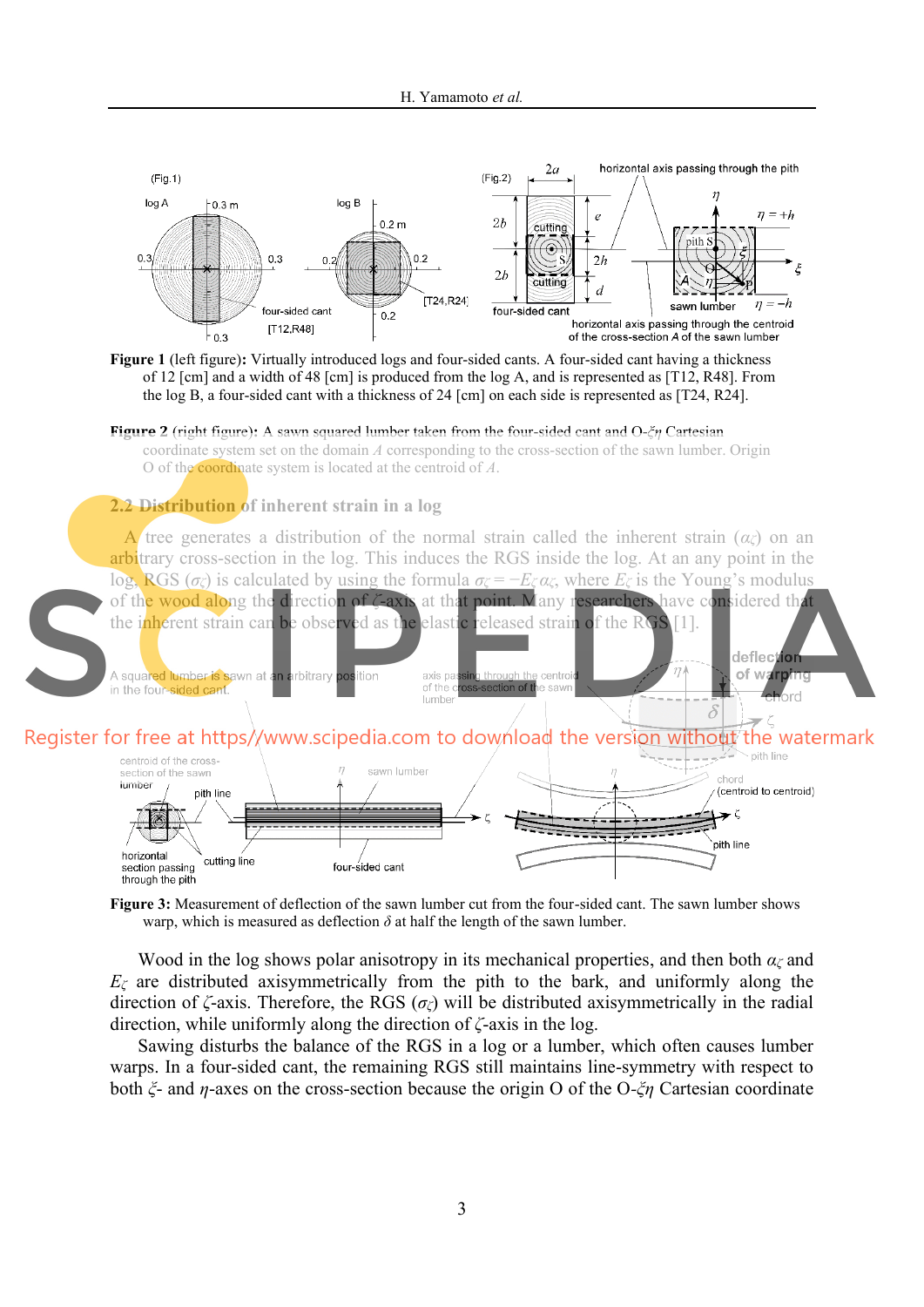**Figure 1** (left figure)**:** Virtually introduced logs and four-sided cants. A four-sided cant having a thickness of 12 [cm] and a width of 48 [cm] is produced from the log A, and is represented as [T12, R48]. From the log B, a four-sided cant with a thickness of 24 [cm] on each side is represented as [T24, R24].

**Figure 2** (right figure)**:** A sawn squared lumber taken from the four-sided cant and O-$\xi\eta$ Cartesian coordinate system set on the domain $A$ corresponding to the cross-section of the sawn lumber. Origin O of the coordinate system is located at the centroid of $A$.

## 2.2 Distribution of inherent strain in a log

A tree generates a distribution of the normal strain called the inherent strain ($\alpha_\zeta$) on an arbitrary cross-section in the log. This induces the RGS inside the log. At an any point in the log, RGS ($\sigma_\zeta$) is calculated by using the formula $\sigma_\zeta = -E_\zeta \alpha_\zeta$, where $E_\zeta$ is the Young's modulus of the wood along the direction of $\zeta$-axis at that point. Many researchers have considered that the inherent strain can be observed as the elastic released strain of the RGS [1].

**Figure 3:** Measurement of deflection of the sawn lumber cut from the four-sided cant. The sawn lumber shows warp, which is measured as deflection $\delta$ at half the length of the sawn lumber.

Wood in the log shows polar anisotropy in its mechanical properties, and then both $\alpha_\zeta$ and $E_\zeta$ are distributed axisymmetrically from the pith to the bark, and uniformly along the direction of $\zeta$-axis. Therefore, the RGS ($\sigma_\zeta$) will be distributed axisymmetrically in the radial direction, while uniformly along the direction of $\zeta$-axis in the log.

Sawing disturbs the balance of the RGS in a log or a lumber, which often causes lumber warps. In a four-sided cant, the remaining RGS still maintains line-symmetry with respect to both $\xi$- and $\eta$-axes on the cross-section because the origin O of the O-$\xi\eta$ Cartesian coordinate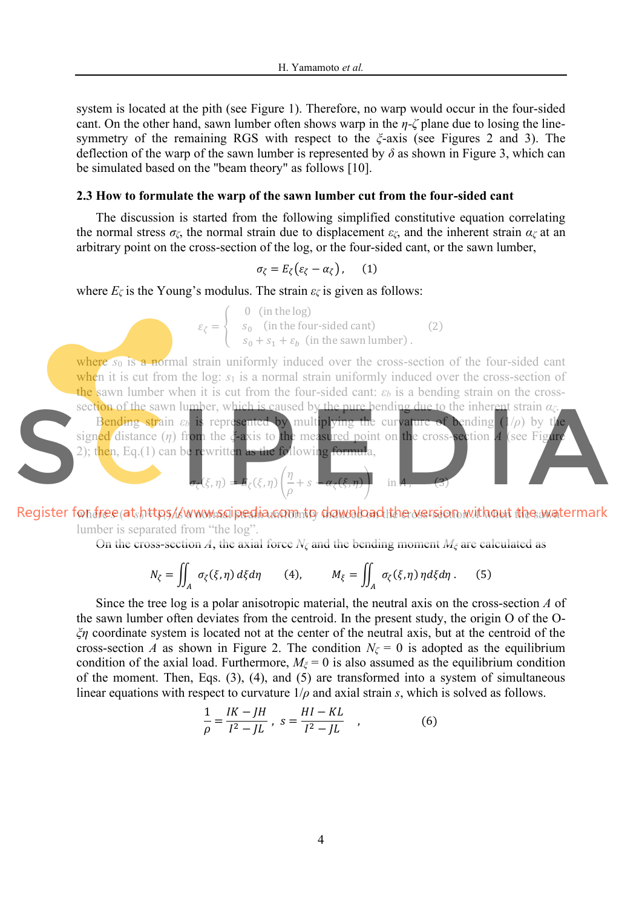system is located at the pith (see Figure 1). Therefore, no warp would occur in the four-sided cant. On the other hand, sawn lumber often shows warp in the $\eta$-$\zeta$ plane due to losing the line-symmetry of the remaining RGS with respect to the $\xi$-axis (see Figures 2 and 3). The deflection of the warp of the sawn lumber is represented by $\delta$ as shown in Figure 3, which can be simulated based on the "beam theory" as follows [10].

### 2.3 How to formulate the warp of the sawn lumber cut from the four-sided cant

The discussion is started from the following simplified constitutive equation correlating the normal stress $\sigma_\zeta$, the normal strain due to displacement $\varepsilon_\zeta$, and the inherent strain $\alpha_\zeta$ at an arbitrary point on the cross-section of the log, or the four-sided cant, or the sawn lumber,

$$\sigma_\zeta = E_\zeta(\varepsilon_\zeta - \alpha_\zeta), \qquad (1)$$

where $E_\zeta$ is the Young's modulus. The strain $\varepsilon_\zeta$ is given as follows:

$$\varepsilon_\zeta = \begin{cases} 0 & \text{(in the log)} \\ s_0 & \text{(in the four-sided cant)} \\ s_0 + s_1 + \varepsilon_b & \text{(in the sawn lumber)}. \end{cases} \qquad (2)$$

where $s_0$ is a normal strain uniformly induced over the cross-section of the four-sided cant when it is cut from the log: $s_1$ is a normal strain uniformly induced over the cross-section of the sawn lumber when it is cut from the four-sided cant: $\varepsilon_b$ is a bending strain on the cross-section of the sawn lumber, which is caused by the pure bending due to the inherent strain $\alpha_\zeta$.

Bending strain $\varepsilon_b$ is represented by multiplying the curvature of bending ($1/\rho$) by the signed distance ($\eta$) from the $\xi$-axis to the measured point on the cross-section $A$ (see Figure 2); then, Eq.(1) can be rewritten as the following formula,

$$\sigma_\zeta(\xi,\eta) = E_\zeta(\xi,\eta)\left(\frac{\eta}{\rho} + s - \alpha_\zeta(\xi,\eta)\right) \quad \text{in } A, \qquad (3)$$

where $s$ ($= s_0 + s_1$) is a normal strain uniformly induced on the cross-section $A$ when the sawn lumber is separated from "the log".

On the cross-section $A$, the axial force $N_\zeta$ and the bending moment $M_\xi$ are calculated as

$$N_\zeta = \iint_A \sigma_\zeta(\xi,\eta)\, d\xi d\eta \qquad (4), \qquad M_\xi = \iint_A \sigma_\zeta(\xi,\eta)\,\eta\, d\xi d\eta. \qquad (5)$$

Since the tree log is a polar anisotropic material, the neutral axis on the cross-section $A$ of the sawn lumber often deviates from the centroid. In the present study, the origin O of the O-$\xi\eta$ coordinate system is located not at the center of the neutral axis, but at the centroid of the cross-section $A$ as shown in Figure 2. The condition $N_\zeta = 0$ is adopted as the equilibrium condition of the axial load. Furthermore, $M_\xi = 0$ is also assumed as the equilibrium condition of the moment. Then, Eqs. (3), (4), and (5) are transformed into a system of simultaneous linear equations with respect to curvature $1/\rho$ and axial strain $s$, which is solved as follows.

$$\frac{1}{\rho} = \frac{IK - JH}{I^2 - JL}, \quad s = \frac{HI - KL}{I^2 - JL}, \qquad (6)$$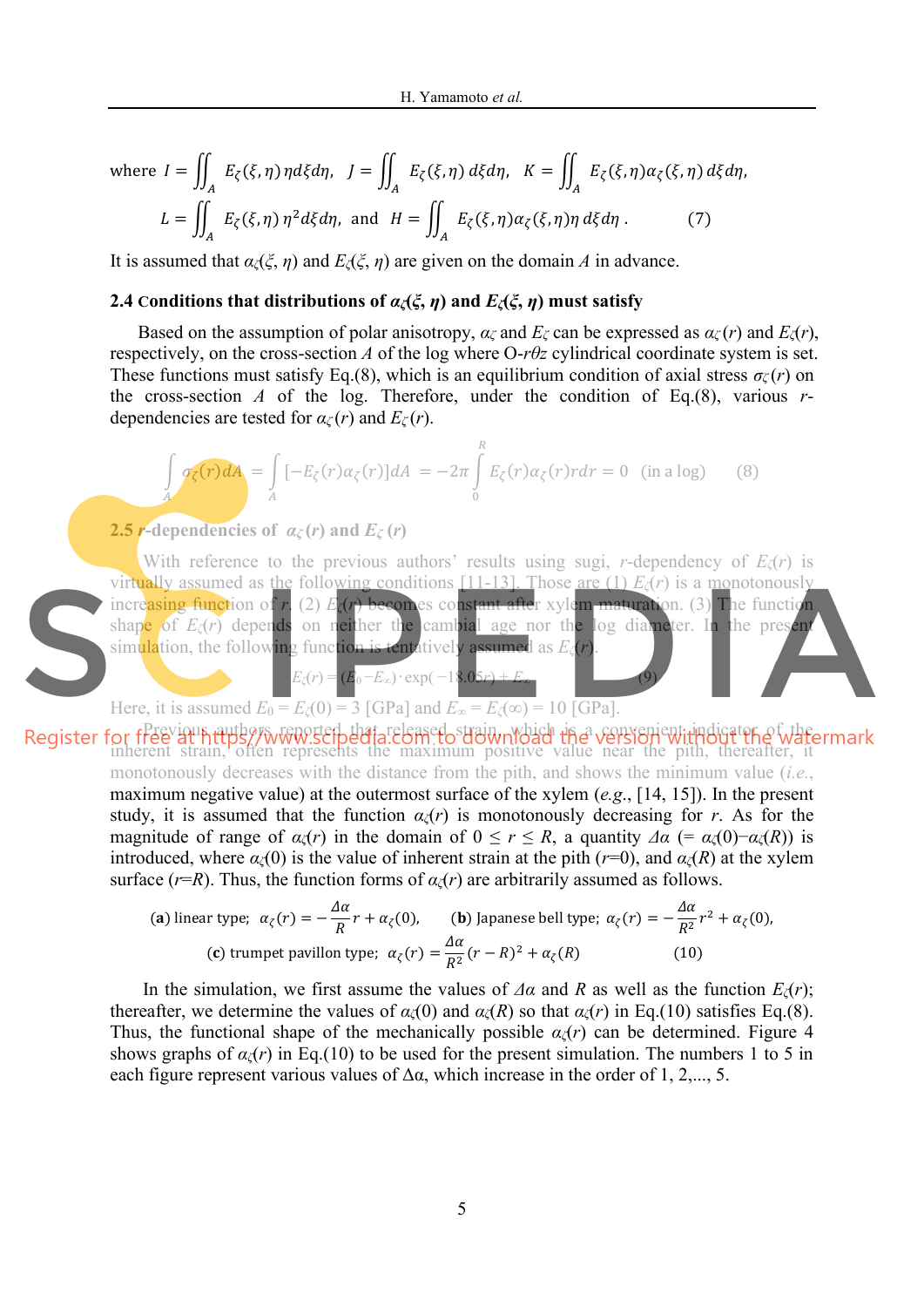where $I = \iint_A E_\zeta(\xi,\eta)\,\eta\, d\xi d\eta$, $J = \iint_A E_\zeta(\xi,\eta)\, d\xi d\eta$, $K = \iint_A E_\zeta(\xi,\eta)\alpha_\zeta(\xi,\eta)\, d\xi d\eta$,

$$L = \iint_A E_\zeta(\xi,\eta)\,\eta^2 d\xi d\eta, \text{ and } H = \iint_A E_\zeta(\xi,\eta)\alpha_\zeta(\xi,\eta)\eta\, d\xi d\eta\,. \tag{7}$$

It is assumed that $\alpha_\zeta(\xi, \eta)$ and $E_\zeta(\xi, \eta)$ are given on the domain $A$ in advance.

### 2.4 Conditions that distributions of $\alpha_\zeta(\xi, \eta)$ and $E_\zeta(\xi, \eta)$ must satisfy

Based on the assumption of polar anisotropy, $\alpha_\zeta$ and $E_\zeta$ can be expressed as $\alpha_\zeta(r)$ and $E_\zeta(r)$, respectively, on the cross-section $A$ of the log where O-$r\theta z$ cylindrical coordinate system is set. These functions must satisfy Eq.(8), which is an equilibrium condition of axial stress $\sigma_\zeta(r)$ on the cross-section $A$ of the log. Therefore, under the condition of Eq.(8), various $r$-dependencies are tested for $\alpha_\zeta(r)$ and $E_\zeta(r)$.

$$\int_A \sigma_\zeta(r) dA = \int_A [-E_\zeta(r)\alpha_\zeta(r)] dA = -2\pi \int_0^R E_\zeta(r)\alpha_\zeta(r) r dr = 0 \quad \text{(in a log)} \tag{8}$$

### 2.5 $r$-dependencies of $\alpha_\zeta(r)$ and $E_\zeta(r)$

With reference to the previous authors' results using sugi, $r$-dependency of $E_\zeta(r)$ is virtually assumed as the following conditions [11-13]. Those are (1) $E_\zeta(r)$ is a monotonously increasing function of $r$. (2) $E_\zeta(r)$ becomes constant after xylem maturation. (3) The function shape of $E_\zeta(r)$ depends on neither the cambial age nor the log diameter. In the present simulation, the following function is tentatively assumed as $E_\zeta(r)$.

$$E_\zeta(r) = (E_0 - E_\infty)\cdot \exp(-18.05r) + E_\infty \tag{9}$$

Here, it is assumed $E_0 = E_\zeta(0) = 3$ [GPa] and $E_\infty = E_\zeta(\infty) = 10$ [GPa].

Previous authors reported that released strain, which is a convenient indicator of the inherent strain, often represents the maximum positive value near the pith, thereafter, it monotonously decreases with the distance from the pith, and shows the minimum value (*i.e.*, maximum negative value) at the outermost surface of the xylem (*e.g.*, [14, 15]). In the present study, it is assumed that the function $\alpha_\zeta(r)$ is monotonously decreasing for $r$. As for the magnitude of range of $\alpha_\zeta(r)$ in the domain of $0 \le r \le R$, a quantity $\Delta\alpha$ (= $\alpha_\zeta(0) - \alpha_\zeta(R)$) is introduced, where $\alpha_\zeta(0)$ is the value of inherent strain at the pith ($r$=0), and $\alpha_\zeta(R)$ at the xylem surface ($r$=$R$). Thus, the function forms of $\alpha_\zeta(r)$ are arbitrarily assumed as follows.

$$\textbf{(a)}\text{ linear type; } \alpha_\zeta(r) = -\frac{\Delta\alpha}{R} r + \alpha_\zeta(0), \qquad \textbf{(b)}\text{ Japanese bell type; } \alpha_\zeta(r) = -\frac{\Delta\alpha}{R^2} r^2 + \alpha_\zeta(0),$$

$$\textbf{(c)}\text{ trumpet pavillon type; } \alpha_\zeta(r) = \frac{\Delta\alpha}{R^2}(r - R)^2 + \alpha_\zeta(R) \tag{10}$$

In the simulation, we first assume the values of $\Delta\alpha$ and $R$ as well as the function $E_\zeta(r)$; thereafter, we determine the values of $\alpha_\zeta(0)$ and $\alpha_\zeta(R)$ so that $\alpha_\zeta(r)$ in Eq.(10) satisfies Eq.(8). Thus, the functional shape of the mechanically possible $\alpha_\zeta(r)$ can be determined. Figure 4 shows graphs of $\alpha_\zeta(r)$ in Eq.(10) to be used for the present simulation. The numbers 1 to 5 in each figure represent various values of $\Delta\alpha$, which increase in the order of 1, 2,..., 5.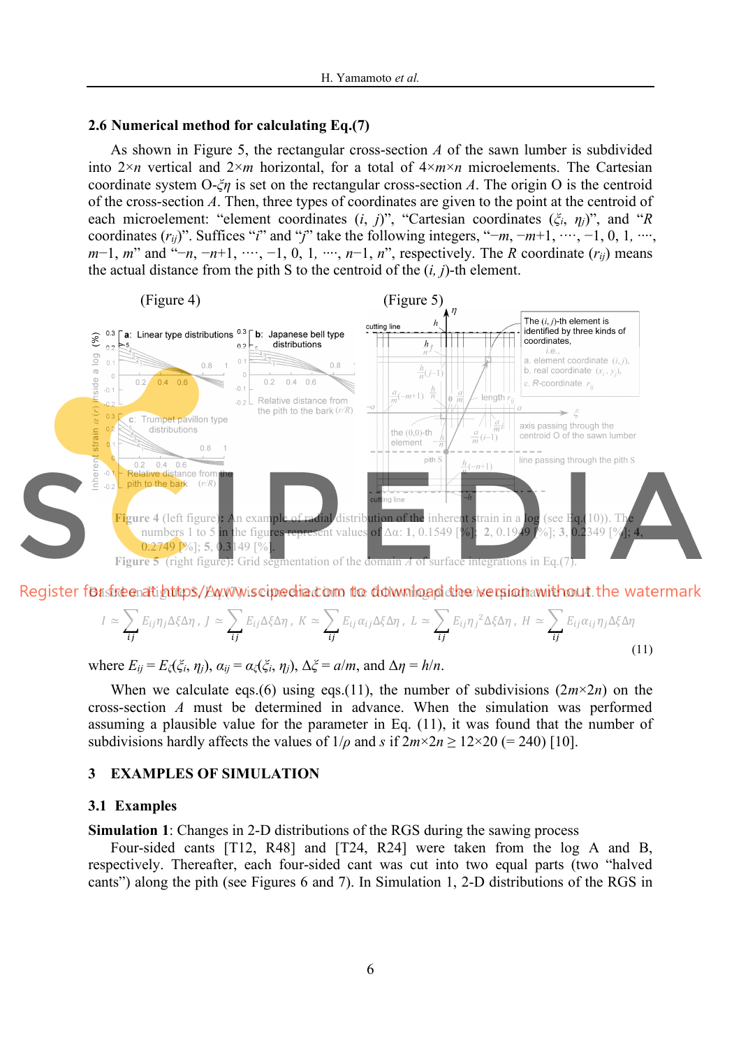## 2.6 Numerical method for calculating Eq.(7)

As shown in Figure 5, the rectangular cross-section $A$ of the sawn lumber is subdivided into $2\times n$ vertical and $2\times m$ horizontal, for a total of $4\times m\times n$ microelements. The Cartesian coordinate system O-$\xi\eta$ is set on the rectangular cross-section $A$. The origin O is the centroid of the cross-section $A$. Then, three types of coordinates are given to the point at the centroid of each microelement: "element coordinates $(i, j)$", "Cartesian coordinates $(\xi_i, \eta_j)$", and "$R$ coordinates $(r_{ij})$". Suffices "$i$" and "$j$" take the following integers, "$-m, -m+1, \cdots, -1, 0, 1, \cdots, m-1, m$" and "$-n, -n+1, \cdots, -1, 0, 1, \cdots, n-1, n$", respectively. The $R$ coordinate $(r_{ij})$ means the actual distance from the pith S to the centroid of the $(i, j)$-th element.

Figure 4 (left figure): An example of radial distribution of the inherent strain in a log (see Eq.(10)). The numbers 1 to 5 in the figures represent values of Δα: **1**, 0.1549 [%]; **2**, 0.1949 [%]; **3**, 0.2349 [%]; **4**, 0.2749 [%]; **5**, 0.3149 [%].

Figure 5 (right figure): Grid segmentation of the domain $A$ of surface integrations in Eq.(7).

Based on Figure 5, Eq.(7) is calculated numerically as follows:

$$I \simeq \sum_{ij} E_{ij}\eta_j\Delta\xi\Delta\eta\,,\; J \simeq \sum_{ij} E_{ij}\Delta\xi\Delta\eta\,,\; K \simeq \sum_{ij} E_{ij}\alpha_{ij}\Delta\xi\Delta\eta\,,\; L \simeq \sum_{ij} E_{ij}\eta_j{}^2\Delta\xi\Delta\eta\,,\; H \simeq \sum_{ij} E_{ij}\alpha_{ij}\eta_j\Delta\xi\Delta\eta \tag{11}$$

where $E_{ij} = E_\zeta(\xi_i, \eta_j)$, $\alpha_{ij} = \alpha_\zeta(\xi_i, \eta_j)$, $\Delta\xi = a/m$, and $\Delta\eta = h/n$.

When we calculate eqs.(6) using eqs.(11), the number of subdivisions ($2m\times 2n$) on the cross-section $A$ must be determined in advance. When the simulation was performed assuming a plausible value for the parameter in Eq. (11), it was found that the number of subdivisions hardly affects the values of $1/\rho$ and $s$ if $2m\times 2n \geq 12\times 20$ (= 240) [10].

# 3 EXAMPLES OF SIMULATION

## 3.1 Examples

**Simulation 1**: Changes in 2-D distributions of the RGS during the sawing process

Four-sided cants [T12, R48] and [T24, R24] were taken from the log A and B, respectively. Thereafter, each four-sided cant was cut into two equal parts (two "halved cants") along the pith (see Figures 6 and 7). In Simulation 1, 2-D distributions of the RGS in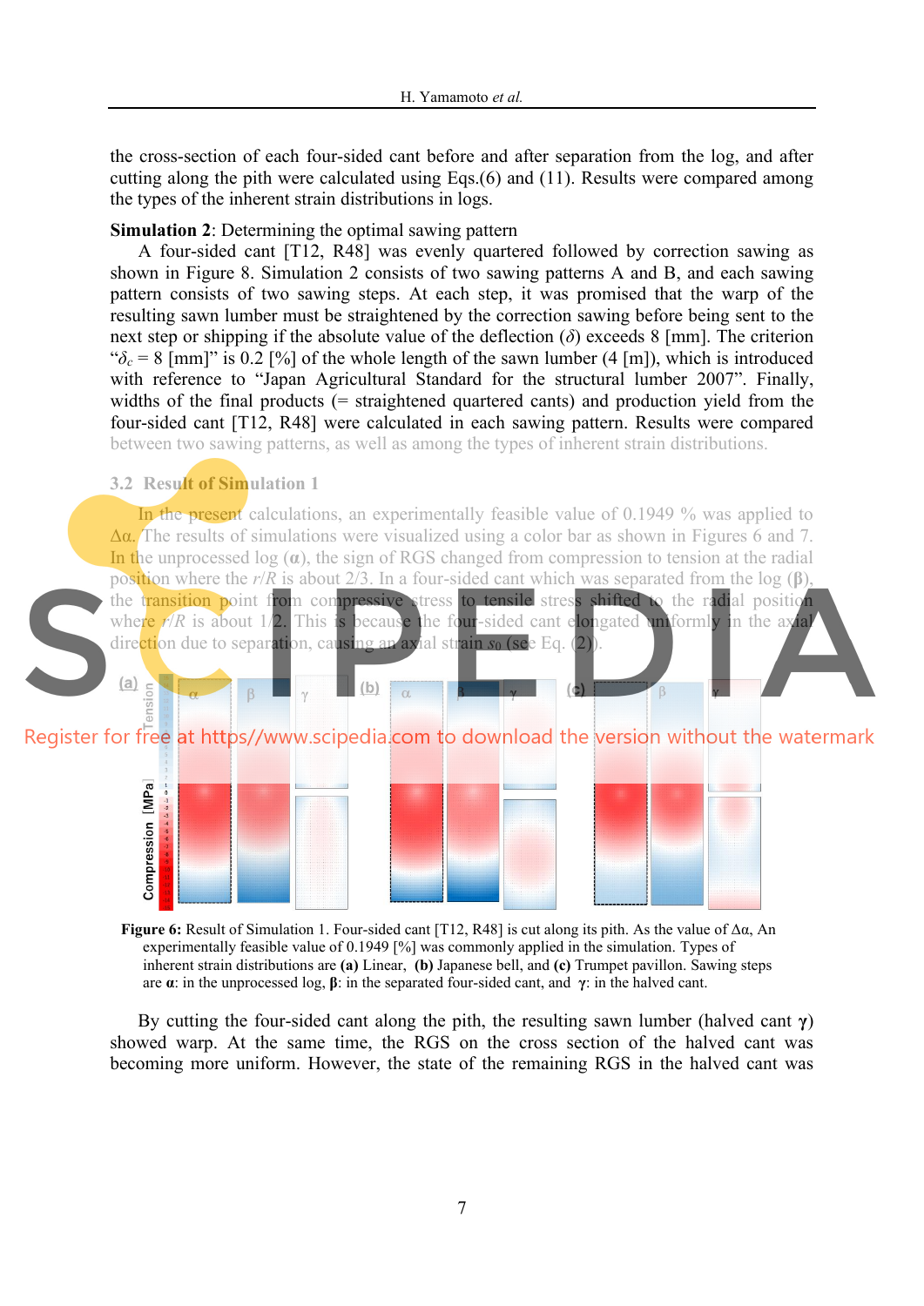the cross-section of each four-sided cant before and after separation from the log, and after cutting along the pith were calculated using Eqs.(6) and (11). Results were compared among the types of the inherent strain distributions in logs.

**Simulation 2**: Determining the optimal sawing pattern

A four-sided cant [T12, R48] was evenly quartered followed by correction sawing as shown in Figure 8. Simulation 2 consists of two sawing patterns A and B, and each sawing pattern consists of two sawing steps. At each step, it was promised that the warp of the resulting sawn lumber must be straightened by the correction sawing before being sent to the next step or shipping if the absolute value of the deflection ($\delta$) exceeds 8 [mm]. The criterion "$\delta_c$ = 8 [mm]" is 0.2 [%] of the whole length of the sawn lumber (4 [m]), which is introduced with reference to "Japan Agricultural Standard for the structural lumber 2007". Finally, widths of the final products (= straightened quartered cants) and production yield from the four-sided cant [T12, R48] were calculated in each sawing pattern. Results were compared between two sawing patterns, as well as among the types of inherent strain distributions.

## 3.2 Result of Simulation 1

In the present calculations, an experimentally feasible value of 0.1949 % was applied to $\Delta\alpha$. The results of simulations were visualized using a color bar as shown in Figures 6 and 7. In the unprocessed log (**α**), the sign of RGS changed from compression to tension at the radial position where the $r/R$ is about 2/3. In a four-sided cant which was separated from the log (**β**), the transition point from compressive stress to tensile stress shifted to the radial position where $r/R$ is about 1/2. This is because the four-sided cant elongated uniformly in the axial direction due to separation, causing an axial strain $s_0$ (see Eq. (2)).

**Figure 6:** Result of Simulation 1. Four-sided cant [T12, R48] is cut along its pith. As the value of Δα, An experimentally feasible value of 0.1949 [%] was commonly applied in the simulation. Types of inherent strain distributions are **(a)** Linear, **(b)** Japanese bell, and **(c)** Trumpet pavillon. Sawing steps are **α**: in the unprocessed log, **β**: in the separated four-sided cant, and **γ**: in the halved cant.

By cutting the four-sided cant along the pith, the resulting sawn lumber (halved cant **γ**) showed warp. At the same time, the RGS on the cross section of the halved cant was becoming more uniform. However, the state of the remaining RGS in the halved cant was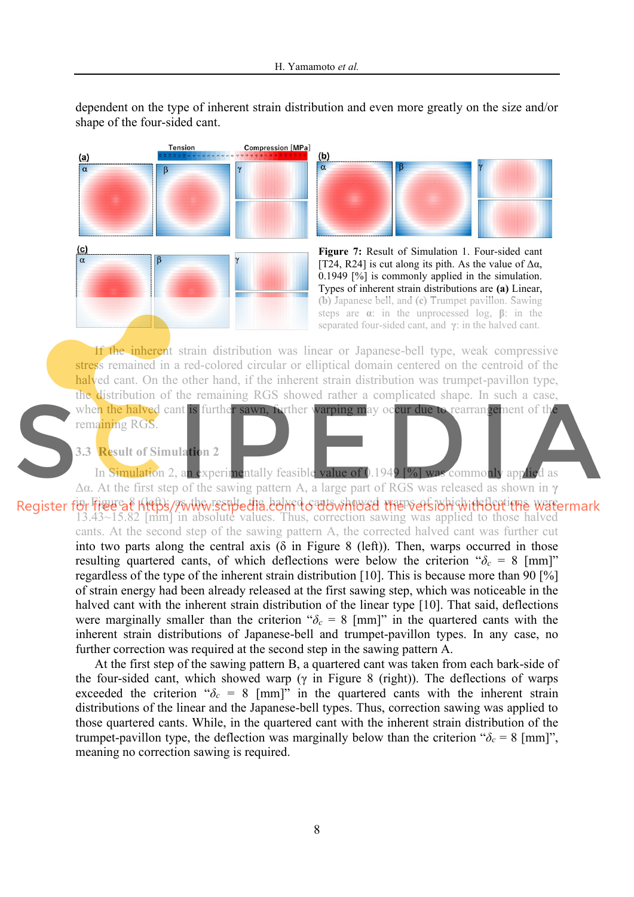dependent on the type of inherent strain distribution and even more greatly on the size and/or shape of the four-sided cant.

**Figure 7:** Result of Simulation 1. Four-sided cant [T24, R24] is cut along its pith. As the value of $\Delta\alpha$, 0.1949 [%] is commonly applied in the simulation. Types of inherent strain distributions are **(a)** Linear, **(b)** Japanese bell, and **(c)** Trumpet pavillon. Sawing steps are **α**: in the unprocessed log, **β**: in the separated four-sided cant, and **γ**: in the halved cant.

If the inherent strain distribution was linear or Japanese-bell type, weak compressive stress remained in a red-colored circular or elliptical domain centered on the centroid of the halved cant. On the other hand, if the inherent strain distribution was trumpet-pavillon type, the distribution of the remaining RGS showed rather a complicated shape. In such a case, when the halved cant is further sawn, further warping may occur due to rearrangement of the remaining RGS.

## 3.3 Result of Simulation 2

In Simulation 2, an experimentally feasible value of 0.1949 [%] was commonly applied as $\Delta\alpha$. At the first step of the sawing pattern A, a large part of RGS was released as shown in γ in Figure 8 (left); as the result, the halved cants showed warps of which deflections were 13.43~15.82 [mm] in absolute values. Thus, correction sawing was applied to those halved cants. At the second step of the sawing pattern A, the corrected halved cant was further cut into two parts along the central axis (δ in Figure 8 (left)). Then, warps occurred in those resulting quartered cants, of which deflections were below the criterion "$\delta_c$ = 8 [mm]" regardless of the type of the inherent strain distribution [10]. This is because more than 90 [%] of strain energy had been already released at the first sawing step, which was noticeable in the halved cant with the inherent strain distribution of the linear type [10]. That said, deflections were marginally smaller than the criterion "$\delta_c$ = 8 [mm]" in the quartered cants with the inherent strain distributions of Japanese-bell and trumpet-pavillon types. In any case, no further correction was required at the second step in the sawing pattern A.

At the first step of the sawing pattern B, a quartered cant was taken from each bark-side of the four-sided cant, which showed warp (γ in Figure 8 (right)). The deflections of warps exceeded the criterion "$\delta_c$ = 8 [mm]" in the quartered cants with the inherent strain distributions of the linear and the Japanese-bell types. Thus, correction sawing was applied to those quartered cants. While, in the quartered cant with the inherent strain distribution of the trumpet-pavillon type, the deflection was marginally below than the criterion "$\delta_c$ = 8 [mm]", meaning no correction sawing is required.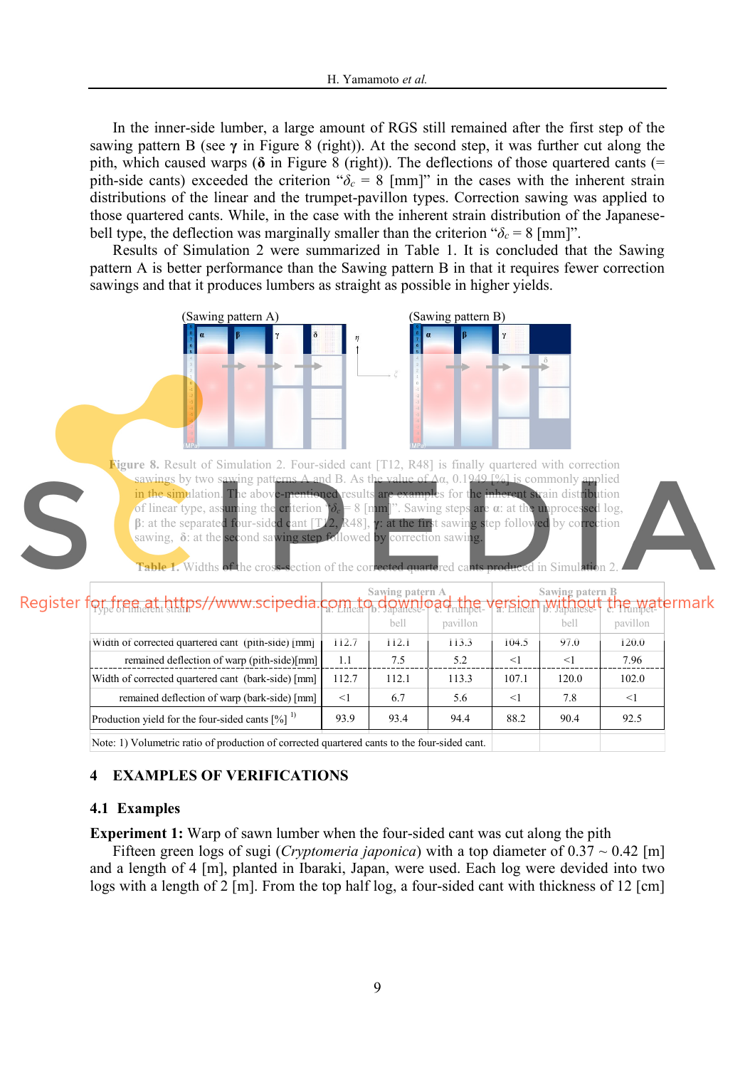In the inner-side lumber, a large amount of RGS still remained after the first step of the sawing pattern B (see **γ** in Figure 8 (right)). At the second step, it was further cut along the pith, which caused warps (**δ** in Figure 8 (right)). The deflections of those quartered cants (= pith-side cants) exceeded the criterion "$\delta_c$ = 8 [mm]" in the cases with the inherent strain distributions of the linear and the trumpet-pavillon types. Correction sawing was applied to those quartered cants. While, in the case with the inherent strain distribution of the Japanese-bell type, the deflection was marginally smaller than the criterion "$\delta_c$ = 8 [mm]".

Results of Simulation 2 were summarized in Table 1. It is concluded that the Sawing pattern A is better performance than the Sawing pattern B in that it requires fewer correction sawings and that it produces lumbers as straight as possible in higher yields.

**Figure 8.** Result of Simulation 2. Four-sided cant [T12, R48] is finally quartered with correction sawings by two sawing patterns A and B. As the value of $A\alpha$, 0.1949 [%] is commonly applied in the simulation. The above-mentioned results are examples for the inherent strain distribution of linear type, assuming the criterion "$\delta_c$ = 8 [mm]". Sawing steps are **α**: at the unprocessed log, **β**: at the separated four-sided cant [T12, R48], **γ**: at the first sawing step followed by correction sawing, **δ**: at the second sawing step followed by correction sawing.

**Table 1.** Widths of the cross-section of the corrected quartered cants produced in Simulation 2.

| Type of inherent strain | Sawing patern A | | | Sawing patern B | | |
|---|---|---|---|---|---|---|
| | a. Linear | b. Japanese-bell | c. Trumpet-pavillon | a. Linear | b. Japanese-bell | c. Trumpet-pavillon |
| Width of corrected quartered cant (pith-side) [mm] | 112.7 | 112.1 | 113.3 | 104.5 | 97.0 | 120.0 |
| remained deflection of warp (pith-side)[mm] | 1.1 | 7.5 | 5.2 | <1 | <1 | 7.96 |
| Width of corrected quartered cant (bark-side) [mm] | 112.7 | 112.1 | 113.3 | 107.1 | 120.0 | 102.0 |
| remained deflection of warp (bark-side) [mm] | <1 | 6.7 | 5.6 | <1 | 7.8 | <1 |
| Production yield for the four-sided cants [%] [1)] | 93.9 | 93.4 | 94.4 | 88.2 | 90.4 | 92.5 |

Note: 1) Volumetric ratio of production of corrected quartered cants to the four-sided cant.

## 4 EXAMPLES OF VERIFICATIONS

### 4.1 Examples

**Experiment 1:** Warp of sawn lumber when the four-sided cant was cut along the pith

Fifteen green logs of sugi (*Cryptomeria japonica*) with a top diameter of 0.37 ~ 0.42 [m] and a length of 4 [m], planted in Ibaraki, Japan, were used. Each log were devided into two logs with a length of 2 [m]. From the top half log, a four-sided cant with thickness of 12 [cm]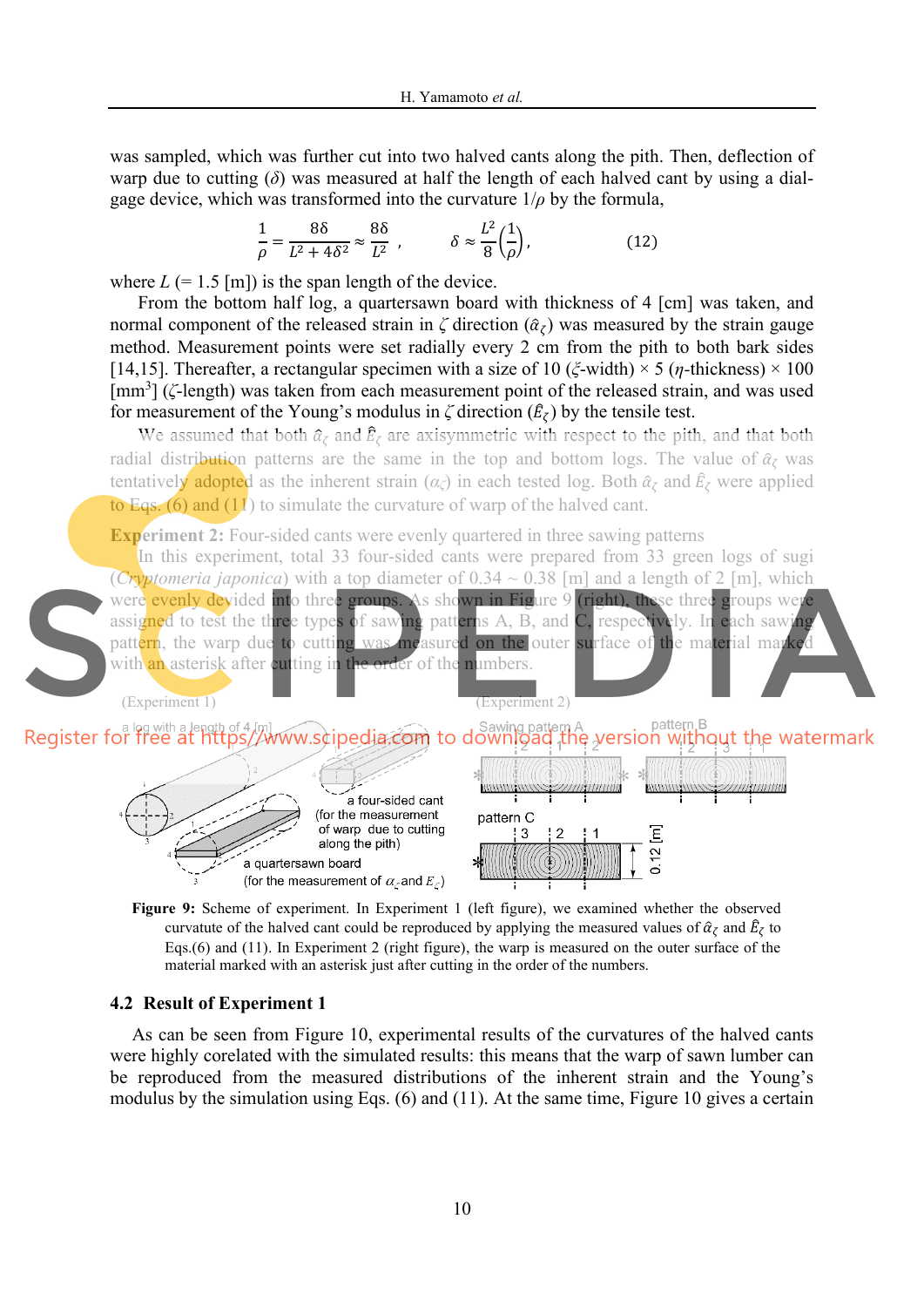was sampled, which was further cut into two halved cants along the pith. Then, deflection of warp due to cutting ($\delta$) was measured at half the length of each halved cant by using a dial-gage device, which was transformed into the curvature $1/\rho$ by the formula,

$$\frac{1}{\rho} = \frac{8\delta}{L^2 + 4\delta^2} \approx \frac{8\delta}{L^2}, \qquad \delta \approx \frac{L^2}{8}\left(\frac{1}{\rho}\right), \tag{12}$$

where $L$ (= 1.5 [m]) is the span length of the device.

From the bottom half log, a quartersawn board with thickness of 4 [cm] was taken, and normal component of the released strain in $\zeta$ direction ($\hat{\alpha}_\zeta$) was measured by the strain gauge method. Measurement points were set radially every 2 cm from the pith to both bark sides [14,15]. Thereafter, a rectangular specimen with a size of 10 ($\xi$-width) × 5 ($\eta$-thickness) × 100 [mm$^3$] ($\zeta$-length) was taken from each measurement point of the released strain, and was used for measurement of the Young's modulus in $\zeta$ direction ($\hat{E}_\zeta$) by the tensile test.

We assumed that both $\hat{\alpha}_\zeta$ and $\hat{E}_\zeta$ are axisymmetric with respect to the pith, and that both radial distribution patterns are the same in the top and bottom logs. The value of $\hat{\alpha}_\zeta$ was tentatively adopted as the inherent strain ($\alpha_\zeta$) in each tested log. Both $\hat{\alpha}_\zeta$ and $\hat{E}_\zeta$ were applied to Eqs. (6) and (11) to simulate the curvature of warp of the halved cant.

**Experiment 2:** Four-sided cants were evenly quartered in three sawing patterns

In this experiment, total 33 four-sided cants were prepared from 33 green logs of sugi (*Cryptomeria japonica*) with a top diameter of 0.34 ~ 0.38 [m] and a length of 2 [m], which were evenly devided into three groups. As shown in Figure 9 (right), these three groups were assigned to test the three types of sawing patterns A, B, and C, respectively. In each sawing pattern, the warp due to cutting was measured on the outer surface of the material marked with an asterisk after cutting in the order of the numbers.

(Experiment 1) a log with a length of 4 [m]; a four-sided cant (for the measurement of warp due to cutting along the pith); a quartersawn board (for the measurement of $\alpha_\zeta$ and $E_\zeta$)

(Experiment 2) Sawing pattern A; pattern B; pattern C; 0.12 [m]

**Figure 9:** Scheme of experiment. In Experiment 1 (left figure), we examined whether the observed curvatute of the halved cant could be reproduced by applying the measured values of $\hat{\alpha}_\zeta$ and $\hat{E}_\zeta$ to Eqs.(6) and (11). In Experiment 2 (right figure), the warp is measured on the outer surface of the material marked with an asterisk just after cutting in the order of the numbers.

## 4.2 Result of Experiment 1

As can be seen from Figure 10, experimental results of the curvatures of the halved cants were highly corelated with the simulated results: this means that the warp of sawn lumber can be reproduced from the measured distributions of the inherent strain and the Young's modulus by the simulation using Eqs. (6) and (11). At the same time, Figure 10 gives a certain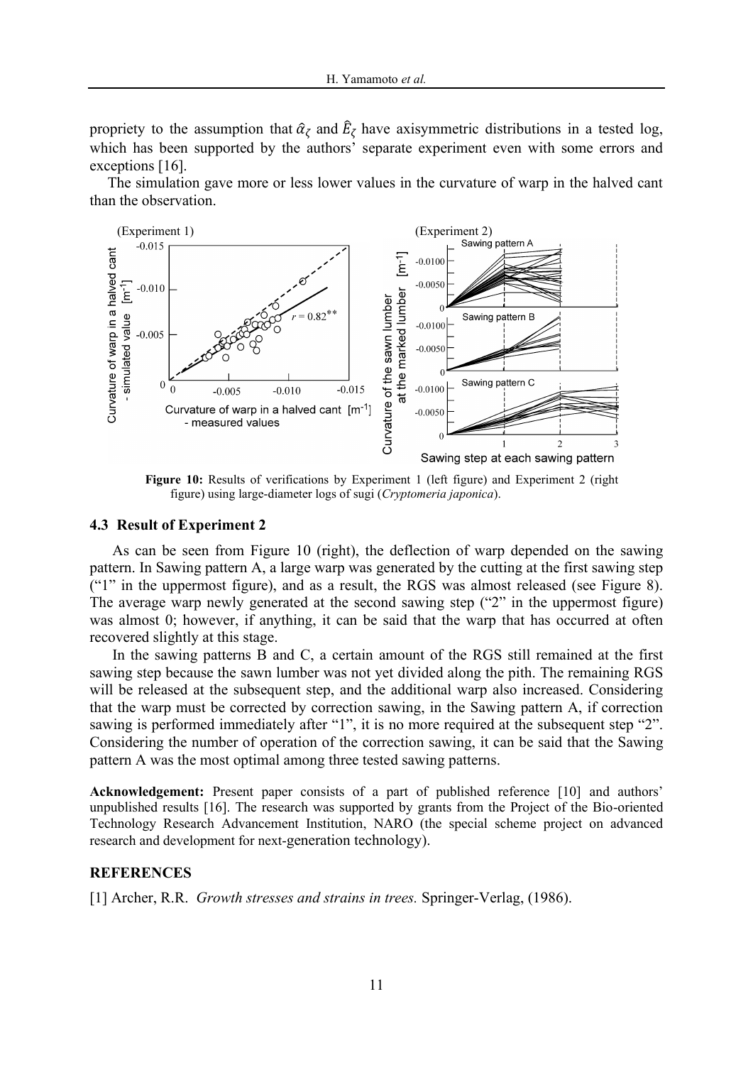propriety to the assumption that $\hat{\alpha}_\zeta$ and $\hat{E}_\zeta$ have axisymmetric distributions in a tested log, which has been supported by the authors' separate experiment even with some errors and exceptions [16].

The simulation gave more or less lower values in the curvature of warp in the halved cant than the observation.

**Figure 10:** Results of verifications by Experiment 1 (left figure) and Experiment 2 (right figure) using large-diameter logs of sugi (*Cryptomeria japonica*).

### 4.3 Result of Experiment 2

As can be seen from Figure 10 (right), the deflection of warp depended on the sawing pattern. In Sawing pattern A, a large warp was generated by the cutting at the first sawing step ("1" in the uppermost figure), and as a result, the RGS was almost released (see Figure 8). The average warp newly generated at the second sawing step ("2" in the uppermost figure) was almost 0; however, if anything, it can be said that the warp that has occurred at often recovered slightly at this stage.

In the sawing patterns B and C, a certain amount of the RGS still remained at the first sawing step because the sawn lumber was not yet divided along the pith. The remaining RGS will be released at the subsequent step, and the additional warp also increased. Considering that the warp must be corrected by correction sawing, in the Sawing pattern A, if correction sawing is performed immediately after "1", it is no more required at the subsequent step "2". Considering the number of operation of the correction sawing, it can be said that the Sawing pattern A was the most optimal among three tested sawing patterns.

**Acknowledgement:** Present paper consists of a part of published reference [10] and authors' unpublished results [16]. The research was supported by grants from the Project of the Bio-oriented Technology Research Advancement Institution, NARO (the special scheme project on advanced research and development for next-generation technology).

## REFERENCES

[1] Archer, R.R. *Growth stresses and strains in trees.* Springer-Verlag, (1986).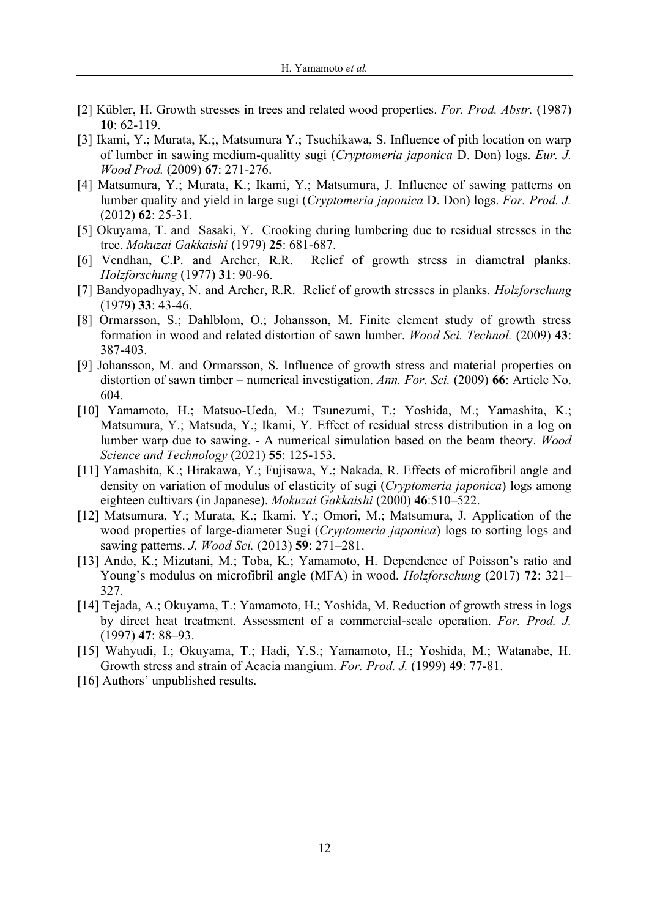[2] Kübler, H. Growth stresses in trees and related wood properties. *For. Prod. Abstr.* (1987) **10**: 62-119.

[3] Ikami, Y.; Murata, K.;, Matsumura Y.; Tsuchikawa, S. Influence of pith location on warp of lumber in sawing medium-qualitty sugi (*Cryptomeria japonica* D. Don) logs. *Eur. J. Wood Prod.* (2009) **67**: 271-276.

[4] Matsumura, Y.; Murata, K.; Ikami, Y.; Matsumura, J. Influence of sawing patterns on lumber quality and yield in large sugi (*Cryptomeria japonica* D. Don) logs. *For. Prod. J.* (2012) **62**: 25-31.

[5] Okuyama, T. and Sasaki, Y. Crooking during lumbering due to residual stresses in the tree. *Mokuzai Gakkaishi* (1979) **25**: 681-687.

[6] Vendhan, C.P. and Archer, R.R. Relief of growth stress in diametral planks. *Holzforschung* (1977) **31**: 90-96.

[7] Bandyopadhyay, N. and Archer, R.R. Relief of growth stresses in planks. *Holzforschung* (1979) **33**: 43-46.

[8] Ormarsson, S.; Dahlblom, O.; Johansson, M. Finite element study of growth stress formation in wood and related distortion of sawn lumber. *Wood Sci. Technol.* (2009) **43**: 387-403.

[9] Johansson, M. and Ormarsson, S. Influence of growth stress and material properties on distortion of sawn timber – numerical investigation. *Ann. For. Sci.* (2009) **66**: Article No. 604.

[10] Yamamoto, H.; Matsuo-Ueda, M.; Tsunezumi, T.; Yoshida, M.; Yamashita, K.; Matsumura, Y.; Matsuda, Y.; Ikami, Y. Effect of residual stress distribution in a log on lumber warp due to sawing. - A numerical simulation based on the beam theory. *Wood Science and Technology* (2021) **55**: 125-153.

[11] Yamashita, K.; Hirakawa, Y.; Fujisawa, Y.; Nakada, R. Effects of microfibril angle and density on variation of modulus of elasticity of sugi (*Cryptomeria japonica*) logs among eighteen cultivars (in Japanese). *Mokuzai Gakkaishi* (2000) **46**:510–522.

[12] Matsumura, Y.; Murata, K.; Ikami, Y.; Omori, M.; Matsumura, J. Application of the wood properties of large-diameter Sugi (*Cryptomeria japonica*) logs to sorting logs and sawing patterns. *J. Wood Sci.* (2013) **59**: 271–281.

[13] Ando, K.; Mizutani, M.; Toba, K.; Yamamoto, H. Dependence of Poisson's ratio and Young's modulus on microfibril angle (MFA) in wood. *Holzforschung* (2017) **72**: 321–327.

[14] Tejada, A.; Okuyama, T.; Yamamoto, H.; Yoshida, M. Reduction of growth stress in logs by direct heat treatment. Assessment of a commercial-scale operation. *For. Prod. J.* (1997) **47**: 88–93.

[15] Wahyudi, I.; Okuyama, T.; Hadi, Y.S.; Yamamoto, H.; Yoshida, M.; Watanabe, H. Growth stress and strain of Acacia mangium. *For. Prod. J.* (1999) **49**: 77-81.

[16] Authors' unpublished results.